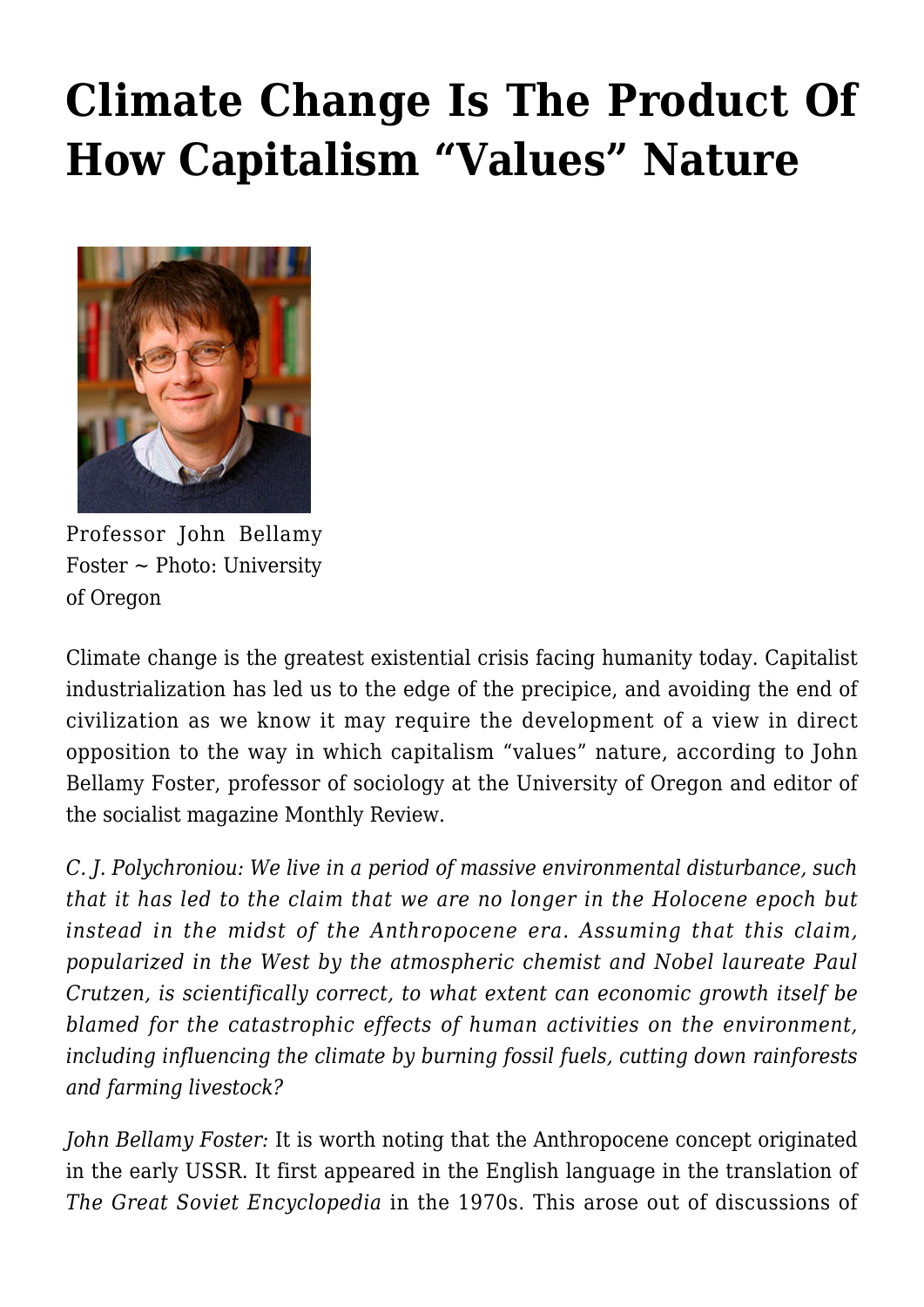# Climate Change Is The Product Of How Capitalism "Values" Nature

Professor John Bellamy Foster ~ Photo: University of Oregon

Climate change is the greatest existential crisis facing humanity today. Capitalist industrialization has led us to the edge of the precipice, and avoiding the end of civilization as we know it may require the development of a view in direct opposition to the way in which capitalism "values" nature, according to John Bellamy Foster, professor of sociology at the University of Oregon and editor of the socialist magazine Monthly Review.

*C. J. Polychroniou: We live in a period of massive environmental disturbance, such that it has led to the claim that we are no longer in the Holocene epoch but instead in the midst of the Anthropocene era. Assuming that this claim, popularized in the West by the atmospheric chemist and Nobel laureate Paul Crutzen, is scientifically correct, to what extent can economic growth itself be blamed for the catastrophic effects of human activities on the environment, including influencing the climate by burning fossil fuels, cutting down rainforests and farming livestock?*

*John Bellamy Foster:* It is worth noting that the Anthropocene concept originated in the early USSR. It first appeared in the English language in the translation of *The Great Soviet Encyclopedia* in the 1970s. This arose out of discussions of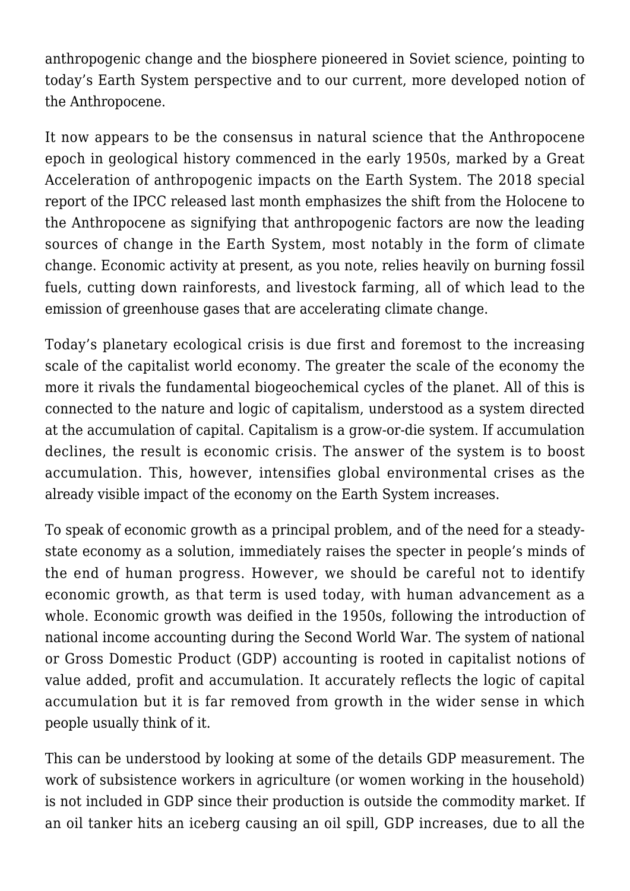anthropogenic change and the biosphere pioneered in Soviet science, pointing to today's Earth System perspective and to our current, more developed notion of the Anthropocene.

It now appears to be the consensus in natural science that the Anthropocene epoch in geological history commenced in the early 1950s, marked by a Great Acceleration of anthropogenic impacts on the Earth System. The 2018 special report of the IPCC released last month emphasizes the shift from the Holocene to the Anthropocene as signifying that anthropogenic factors are now the leading sources of change in the Earth System, most notably in the form of climate change. Economic activity at present, as you note, relies heavily on burning fossil fuels, cutting down rainforests, and livestock farming, all of which lead to the emission of greenhouse gases that are accelerating climate change.

Today's planetary ecological crisis is due first and foremost to the increasing scale of the capitalist world economy. The greater the scale of the economy the more it rivals the fundamental biogeochemical cycles of the planet. All of this is connected to the nature and logic of capitalism, understood as a system directed at the accumulation of capital. Capitalism is a grow-or-die system. If accumulation declines, the result is economic crisis. The answer of the system is to boost accumulation. This, however, intensifies global environmental crises as the already visible impact of the economy on the Earth System increases.

To speak of economic growth as a principal problem, and of the need for a steady-state economy as a solution, immediately raises the specter in people's minds of the end of human progress. However, we should be careful not to identify economic growth, as that term is used today, with human advancement as a whole. Economic growth was deified in the 1950s, following the introduction of national income accounting during the Second World War. The system of national or Gross Domestic Product (GDP) accounting is rooted in capitalist notions of value added, profit and accumulation. It accurately reflects the logic of capital accumulation but it is far removed from growth in the wider sense in which people usually think of it.

This can be understood by looking at some of the details GDP measurement. The work of subsistence workers in agriculture (or women working in the household) is not included in GDP since their production is outside the commodity market. If an oil tanker hits an iceberg causing an oil spill, GDP increases, due to all the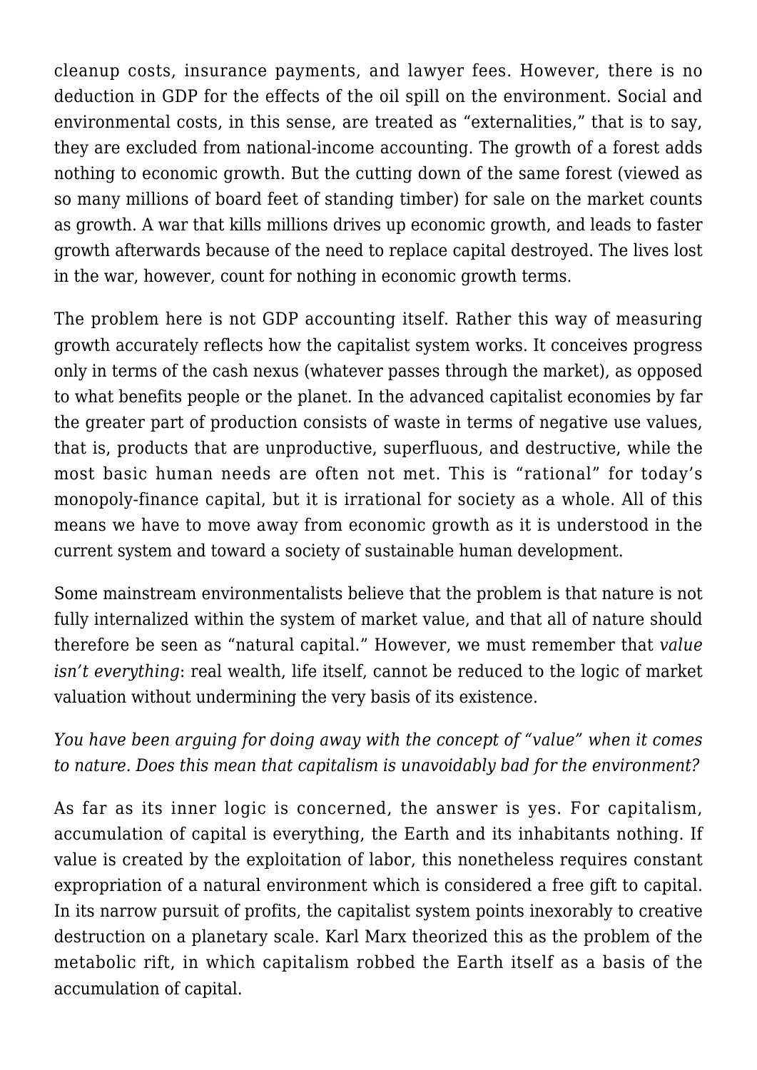cleanup costs, insurance payments, and lawyer fees. However, there is no deduction in GDP for the effects of the oil spill on the environment. Social and environmental costs, in this sense, are treated as "externalities," that is to say, they are excluded from national-income accounting. The growth of a forest adds nothing to economic growth. But the cutting down of the same forest (viewed as so many millions of board feet of standing timber) for sale on the market counts as growth. A war that kills millions drives up economic growth, and leads to faster growth afterwards because of the need to replace capital destroyed. The lives lost in the war, however, count for nothing in economic growth terms.

The problem here is not GDP accounting itself. Rather this way of measuring growth accurately reflects how the capitalist system works. It conceives progress only in terms of the cash nexus (whatever passes through the market), as opposed to what benefits people or the planet. In the advanced capitalist economies by far the greater part of production consists of waste in terms of negative use values, that is, products that are unproductive, superfluous, and destructive, while the most basic human needs are often not met. This is "rational" for today's monopoly-finance capital, but it is irrational for society as a whole. All of this means we have to move away from economic growth as it is understood in the current system and toward a society of sustainable human development.

Some mainstream environmentalists believe that the problem is that nature is not fully internalized within the system of market value, and that all of nature should therefore be seen as "natural capital." However, we must remember that *value isn't everything*: real wealth, life itself, cannot be reduced to the logic of market valuation without undermining the very basis of its existence.

*You have been arguing for doing away with the concept of "value" when it comes to nature. Does this mean that capitalism is unavoidably bad for the environment?*

As far as its inner logic is concerned, the answer is yes. For capitalism, accumulation of capital is everything, the Earth and its inhabitants nothing. If value is created by the exploitation of labor, this nonetheless requires constant expropriation of a natural environment which is considered a free gift to capital. In its narrow pursuit of profits, the capitalist system points inexorably to creative destruction on a planetary scale. Karl Marx theorized this as the problem of the metabolic rift, in which capitalism robbed the Earth itself as a basis of the accumulation of capital.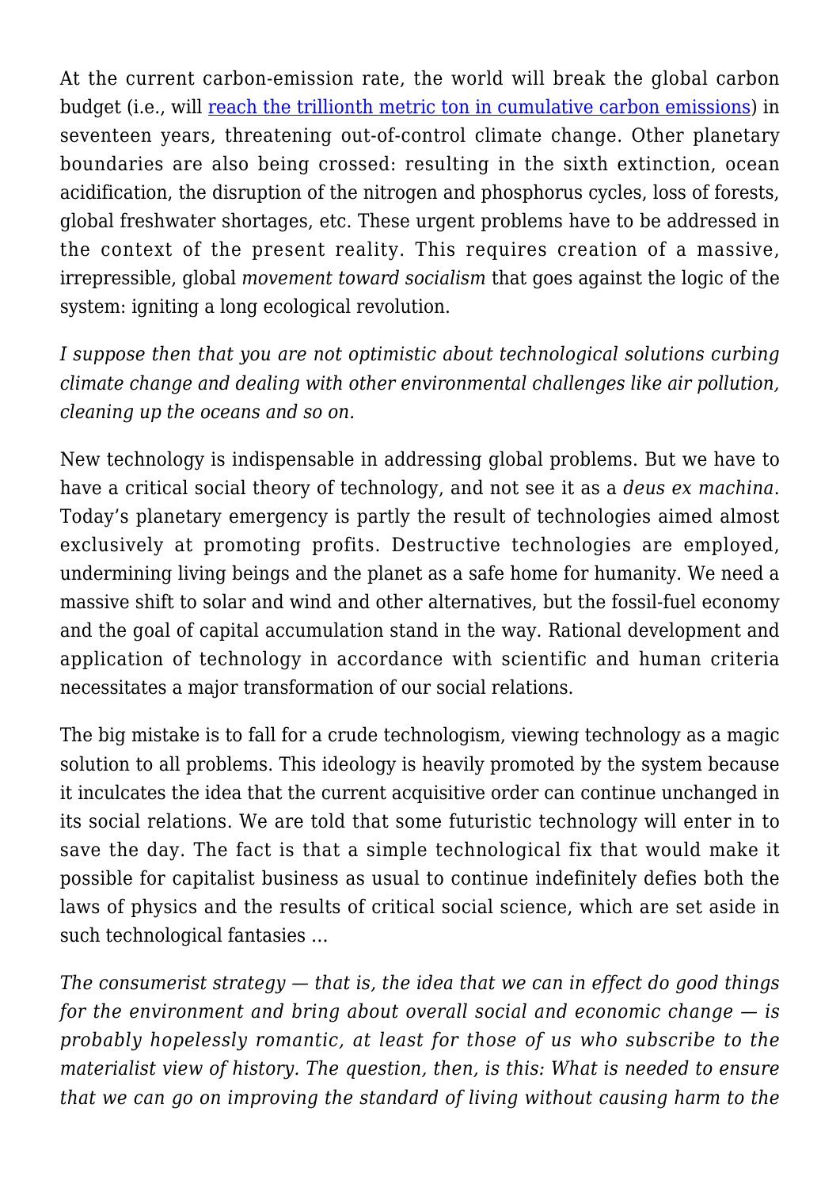At the current carbon-emission rate, the world will break the global carbon budget (i.e., will [reach the trillionth metric ton in cumulative carbon emissions]) in seventeen years, threatening out-of-control climate change. Other planetary boundaries are also being crossed: resulting in the sixth extinction, ocean acidification, the disruption of the nitrogen and phosphorus cycles, loss of forests, global freshwater shortages, etc. These urgent problems have to be addressed in the context of the present reality. This requires creation of a massive, irrepressible, global *movement toward socialism* that goes against the logic of the system: igniting a long ecological revolution.

*I suppose then that you are not optimistic about technological solutions curbing climate change and dealing with other environmental challenges like air pollution, cleaning up the oceans and so on.*

New technology is indispensable in addressing global problems. But we have to have a critical social theory of technology, and not see it as a *deus ex machina*. Today's planetary emergency is partly the result of technologies aimed almost exclusively at promoting profits. Destructive technologies are employed, undermining living beings and the planet as a safe home for humanity. We need a massive shift to solar and wind and other alternatives, but the fossil-fuel economy and the goal of capital accumulation stand in the way. Rational development and application of technology in accordance with scientific and human criteria necessitates a major transformation of our social relations.

The big mistake is to fall for a crude technologism, viewing technology as a magic solution to all problems. This ideology is heavily promoted by the system because it inculcates the idea that the current acquisitive order can continue unchanged in its social relations. We are told that some futuristic technology will enter in to save the day. The fact is that a simple technological fix that would make it possible for capitalist business as usual to continue indefinitely defies both the laws of physics and the results of critical social science, which are set aside in such technological fantasies …

*The consumerist strategy — that is, the idea that we can in effect do good things for the environment and bring about overall social and economic change — is probably hopelessly romantic, at least for those of us who subscribe to the materialist view of history. The question, then, is this: What is needed to ensure that we can go on improving the standard of living without causing harm to the*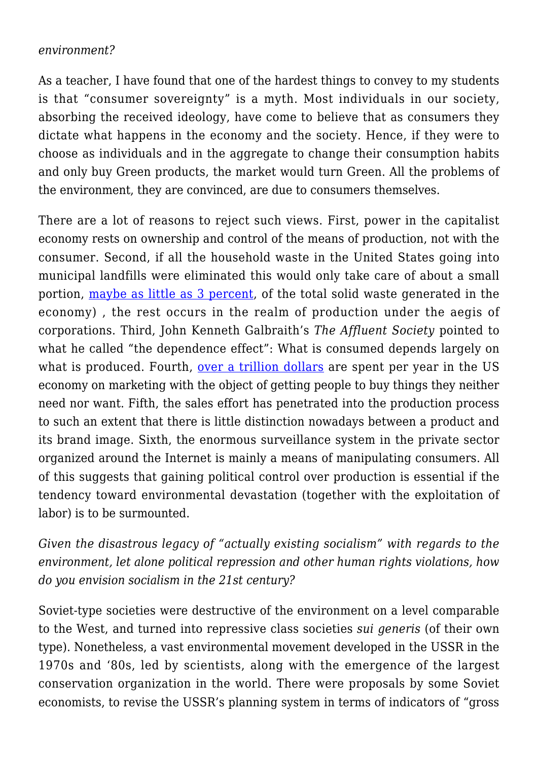*environment?*

As a teacher, I have found that one of the hardest things to convey to my students is that "consumer sovereignty" is a myth. Most individuals in our society, absorbing the received ideology, have come to believe that as consumers they dictate what happens in the economy and the society. Hence, if they were to choose as individuals and in the aggregate to change their consumption habits and only buy Green products, the market would turn Green. All the problems of the environment, they are convinced, are due to consumers themselves.

There are a lot of reasons to reject such views. First, power in the capitalist economy rests on ownership and control of the means of production, not with the consumer. Second, if all the household waste in the United States going into municipal landfills were eliminated this would only take care of about a small portion, maybe as little as 3 percent, of the total solid waste generated in the economy) , the rest occurs in the realm of production under the aegis of corporations. Third, John Kenneth Galbraith's *The Affluent Society* pointed to what he called "the dependence effect": What is consumed depends largely on what is produced. Fourth, over a trillion dollars are spent per year in the US economy on marketing with the object of getting people to buy things they neither need nor want. Fifth, the sales effort has penetrated into the production process to such an extent that there is little distinction nowadays between a product and its brand image. Sixth, the enormous surveillance system in the private sector organized around the Internet is mainly a means of manipulating consumers. All of this suggests that gaining political control over production is essential if the tendency toward environmental devastation (together with the exploitation of labor) is to be surmounted.

*Given the disastrous legacy of "actually existing socialism" with regards to the environment, let alone political repression and other human rights violations, how do you envision socialism in the 21st century?*

Soviet-type societies were destructive of the environment on a level comparable to the West, and turned into repressive class societies *sui generis* (of their own type). Nonetheless, a vast environmental movement developed in the USSR in the 1970s and '80s, led by scientists, along with the emergence of the largest conservation organization in the world. There were proposals by some Soviet economists, to revise the USSR's planning system in terms of indicators of "gross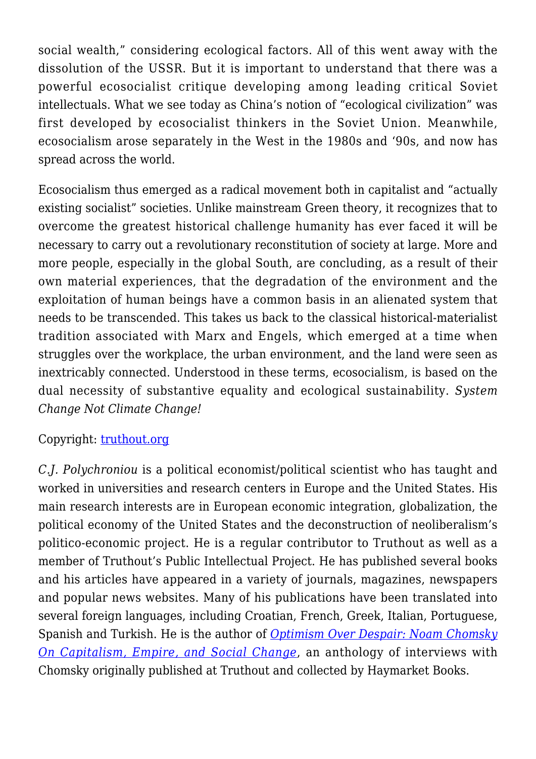social wealth," considering ecological factors. All of this went away with the dissolution of the USSR. But it is important to understand that there was a powerful ecosocialist critique developing among leading critical Soviet intellectuals. What we see today as China's notion of "ecological civilization" was first developed by ecosocialist thinkers in the Soviet Union. Meanwhile, ecosocialism arose separately in the West in the 1980s and '90s, and now has spread across the world.

Ecosocialism thus emerged as a radical movement both in capitalist and "actually existing socialist" societies. Unlike mainstream Green theory, it recognizes that to overcome the greatest historical challenge humanity has ever faced it will be necessary to carry out a revolutionary reconstitution of society at large. More and more people, especially in the global South, are concluding, as a result of their own material experiences, that the degradation of the environment and the exploitation of human beings have a common basis in an alienated system that needs to be transcended. This takes us back to the classical historical-materialist tradition associated with Marx and Engels, which emerged at a time when struggles over the workplace, the urban environment, and the land were seen as inextricably connected. Understood in these terms, ecosocialism, is based on the dual necessity of substantive equality and ecological sustainability. *System Change Not Climate Change!*

Copyright: [truthout.org](truthout.org)

*C.J. Polychroniou* is a political economist/political scientist who has taught and worked in universities and research centers in Europe and the United States. His main research interests are in European economic integration, globalization, the political economy of the United States and the deconstruction of neoliberalism's politico-economic project. He is a regular contributor to Truthout as well as a member of Truthout's Public Intellectual Project. He has published several books and his articles have appeared in a variety of journals, magazines, newspapers and popular news websites. Many of his publications have been translated into several foreign languages, including Croatian, French, Greek, Italian, Portuguese, Spanish and Turkish. He is the author of *Optimism Over Despair: Noam Chomsky On Capitalism, Empire, and Social Change*, an anthology of interviews with Chomsky originally published at Truthout and collected by Haymarket Books.